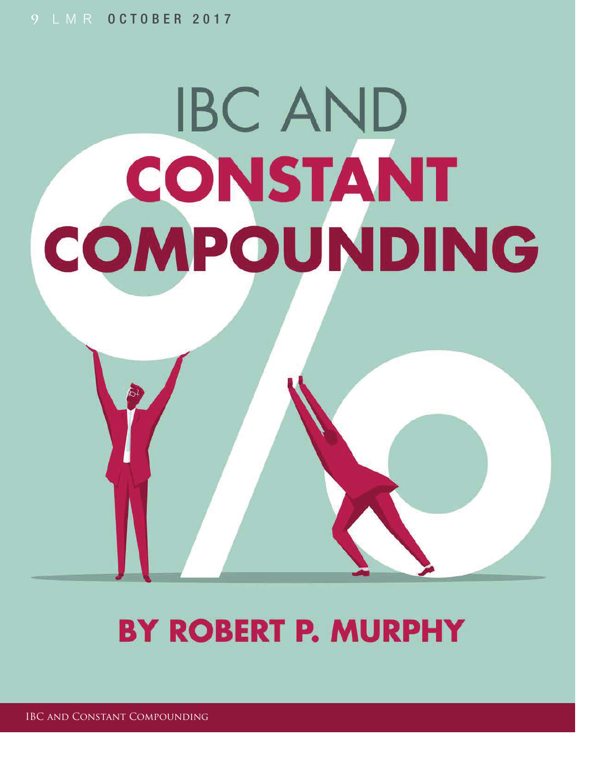# IBC AND CONSTANT COMPOUNDING

## BY ROBERT P. MURPHY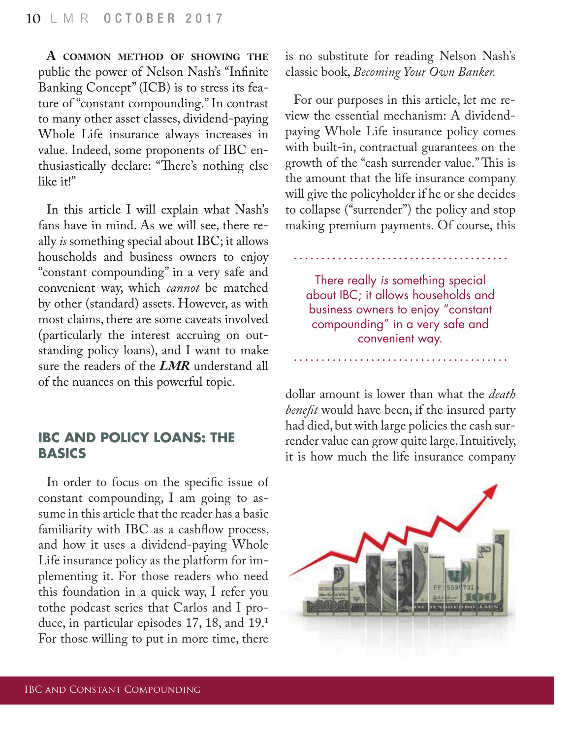A common method of showing the public the power of Nelson Nash's "Infinite Banking Concept" (ICB) is to stress its feature of "constant compounding." In contrast to many other asset classes, dividend-paying Whole Life insurance always increases in value. Indeed, some proponents of IBC enthusiastically declare: "There's nothing else like it!"

In this article I will explain what Nash's fans have in mind. As we will see, there really *is* something special about IBC; it allows households and business owners to enjoy "constant compounding" in a very safe and convenient way, which *cannot* be matched by other (standard) assets. However, as with most claims, there are some caveats involved (particularly the interest accruing on outstanding policy loans), and I want to make sure the readers of the ***LMR*** understand all of the nuances on this powerful topic.

## IBC AND POLICY LOANS: THE BASICS

In order to focus on the specific issue of constant compounding, I am going to assume in this article that the reader has a basic familiarity with IBC as a cashflow process, and how it uses a dividend-paying Whole Life insurance policy as the platform for implementing it. For those readers who need this foundation in a quick way, I refer you tothe podcast series that Carlos and I produce, in particular episodes 17, 18, and 19.[1] For those willing to put in more time, there is no substitute for reading Nelson Nash's classic book, *Becoming Your Own Banker.*

For our purposes in this article, let me review the essential mechanism: A dividend-paying Whole Life insurance policy comes with built-in, contractual guarantees on the growth of the "cash surrender value." This is the amount that the life insurance company will give the policyholder if he or she decides to collapse ("surrender") the policy and stop making premium payments. Of course, this dollar amount is lower than what the *death benefit* would have been, if the insured party had died, but with large policies the cash surrender value can grow quite large. Intuitively, it is how much the life insurance company

> There really *is* something special about IBC; it allows households and business owners to enjoy "constant compounding" in a very safe and convenient way.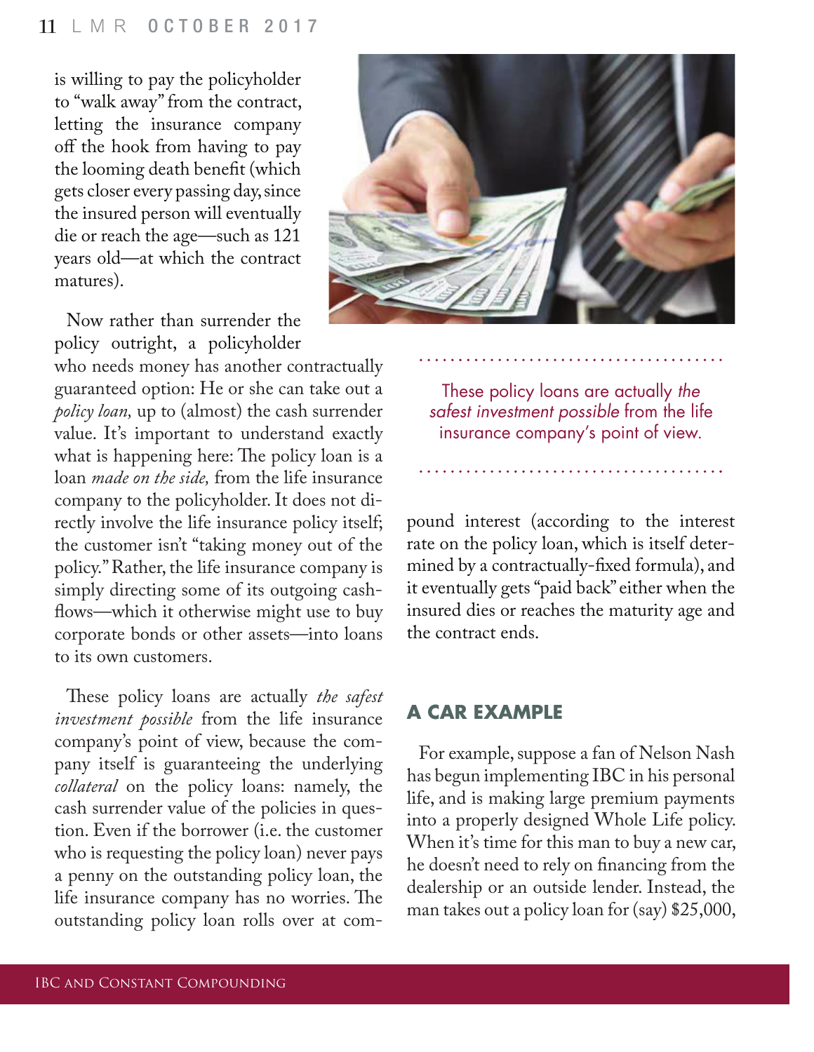is willing to pay the policyholder to "walk away" from the contract, letting the insurance company off the hook from having to pay the looming death benefit (which gets closer every passing day, since the insured person will eventually die or reach the age—such as 121 years old—at which the contract matures).

Now rather than surrender the policy outright, a policyholder who needs money has another contractually guaranteed option: He or she can take out a *policy loan,* up to (almost) the cash surrender value. It's important to understand exactly what is happening here: The policy loan is a loan *made on the side,* from the life insurance company to the policyholder. It does not directly involve the life insurance policy itself; the customer isn't "taking money out of the policy." Rather, the life insurance company is simply directing some of its outgoing cashflows—which it otherwise might use to buy corporate bonds or other assets—into loans to its own customers.

These policy loans are actually *the safest investment possible* from the life insurance company's point of view, because the company itself is guaranteeing the underlying *collateral* on the policy loans: namely, the cash surrender value of the policies in question. Even if the borrower (i.e. the customer who is requesting the policy loan) never pays a penny on the outstanding policy loan, the life insurance company has no worries. The outstanding policy loan rolls over at compound interest (according to the interest rate on the policy loan, which is itself determined by a contractually-fixed formula), and it eventually gets "paid back" either when the insured dies or reaches the maturity age and the contract ends.

These policy loans are actually *the safest investment possible* from the life insurance company's point of view.

## A CAR EXAMPLE

For example, suppose a fan of Nelson Nash has begun implementing IBC in his personal life, and is making large premium payments into a properly designed Whole Life policy. When it's time for this man to buy a new car, he doesn't need to rely on financing from the dealership or an outside lender. Instead, the man takes out a policy loan for (say) $25,000,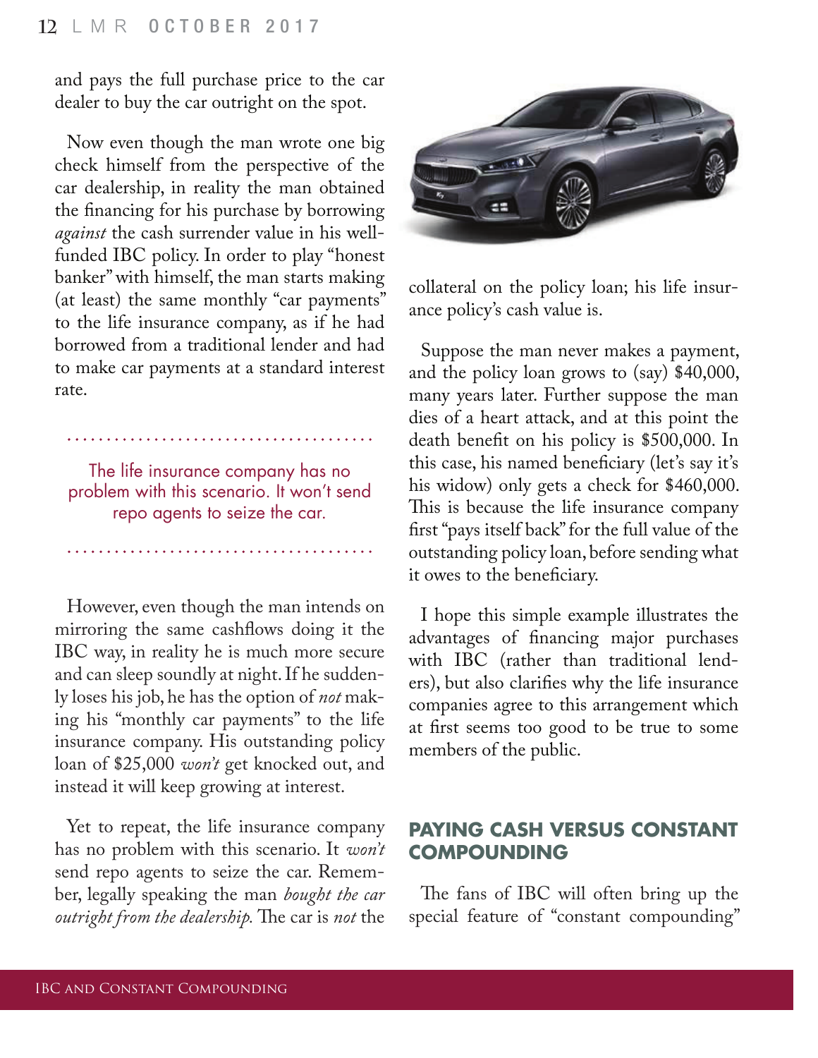and pays the full purchase price to the car dealer to buy the car outright on the spot.

Now even though the man wrote one big check himself from the perspective of the car dealership, in reality the man obtained the financing for his purchase by borrowing *against* the cash surrender value in his well-funded IBC policy. In order to play "honest banker" with himself, the man starts making (at least) the same monthly "car payments" to the life insurance company, as if he had borrowed from a traditional lender and had to make car payments at a standard interest rate.

> The life insurance company has no problem with this scenario. It won't send repo agents to seize the car.

However, even though the man intends on mirroring the same cashflows doing it the IBC way, in reality he is much more secure and can sleep soundly at night. If he suddenly loses his job, he has the option of *not* making his "monthly car payments" to the life insurance company. His outstanding policy loan of $25,000 *won't* get knocked out, and instead it will keep growing at interest.

Yet to repeat, the life insurance company has no problem with this scenario. It *won't* send repo agents to seize the car. Remember, legally speaking the man *bought the car outright from the dealership.* The car is *not* the collateral on the policy loan; his life insurance policy's cash value is.

Suppose the man never makes a payment, and the policy loan grows to (say) $40,000, many years later. Further suppose the man dies of a heart attack, and at this point the death benefit on his policy is $500,000. In this case, his named beneficiary (let's say it's his widow) only gets a check for $460,000. This is because the life insurance company first "pays itself back" for the full value of the outstanding policy loan, before sending what it owes to the beneficiary.

I hope this simple example illustrates the advantages of financing major purchases with IBC (rather than traditional lenders), but also clarifies why the life insurance companies agree to this arrangement which at first seems too good to be true to some members of the public.

## PAYING CASH VERSUS CONSTANT COMPOUNDING

The fans of IBC will often bring up the special feature of "constant compounding"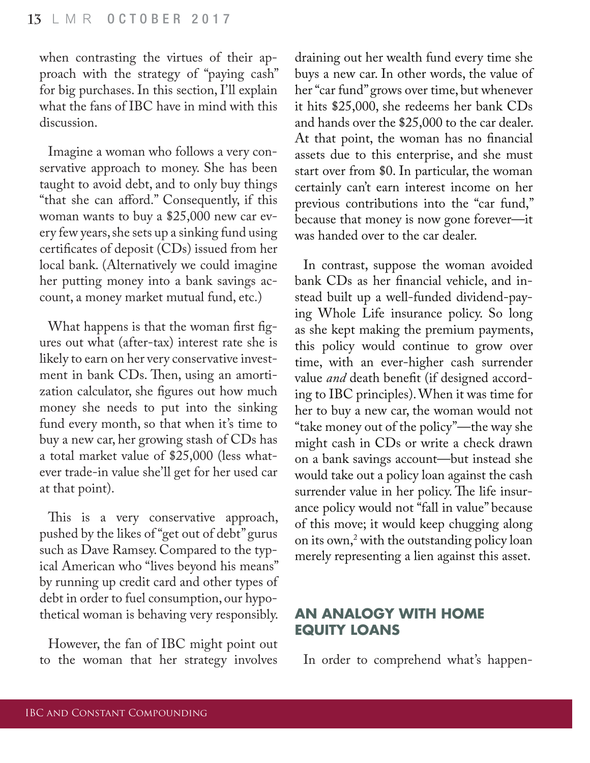when contrasting the virtues of their approach with the strategy of "paying cash" for big purchases. In this section, I'll explain what the fans of IBC have in mind with this discussion.

Imagine a woman who follows a very conservative approach to money. She has been taught to avoid debt, and to only buy things "that she can afford." Consequently, if this woman wants to buy a $25,000 new car every few years, she sets up a sinking fund using certificates of deposit (CDs) issued from her local bank. (Alternatively we could imagine her putting money into a bank savings account, a money market mutual fund, etc.)

What happens is that the woman first figures out what (after-tax) interest rate she is likely to earn on her very conservative investment in bank CDs. Then, using an amortization calculator, she figures out how much money she needs to put into the sinking fund every month, so that when it's time to buy a new car, her growing stash of CDs has a total market value of $25,000 (less whatever trade-in value she'll get for her used car at that point).

This is a very conservative approach, pushed by the likes of "get out of debt" gurus such as Dave Ramsey. Compared to the typical American who "lives beyond his means" by running up credit card and other types of debt in order to fuel consumption, our hypothetical woman is behaving very responsibly.

However, the fan of IBC might point out to the woman that her strategy involves draining out her wealth fund every time she buys a new car. In other words, the value of her "car fund" grows over time, but whenever it hits $25,000, she redeems her bank CDs and hands over the $25,000 to the car dealer. At that point, the woman has no financial assets due to this enterprise, and she must start over from $0. In particular, the woman certainly can't earn interest income on her previous contributions into the "car fund," because that money is now gone forever—it was handed over to the car dealer.

In contrast, suppose the woman avoided bank CDs as her financial vehicle, and instead built up a well-funded dividend-paying Whole Life insurance policy. So long as she kept making the premium payments, this policy would continue to grow over time, with an ever-higher cash surrender value *and* death benefit (if designed according to IBC principles). When it was time for her to buy a new car, the woman would not "take money out of the policy"—the way she might cash in CDs or write a check drawn on a bank savings account—but instead she would take out a policy loan against the cash surrender value in her policy. The life insurance policy would not "fall in value" because of this move; it would keep chugging along on its own,[2] with the outstanding policy loan merely representing a lien against this asset.

## AN ANALOGY WITH HOME EQUITY LOANS

In order to comprehend what's happen-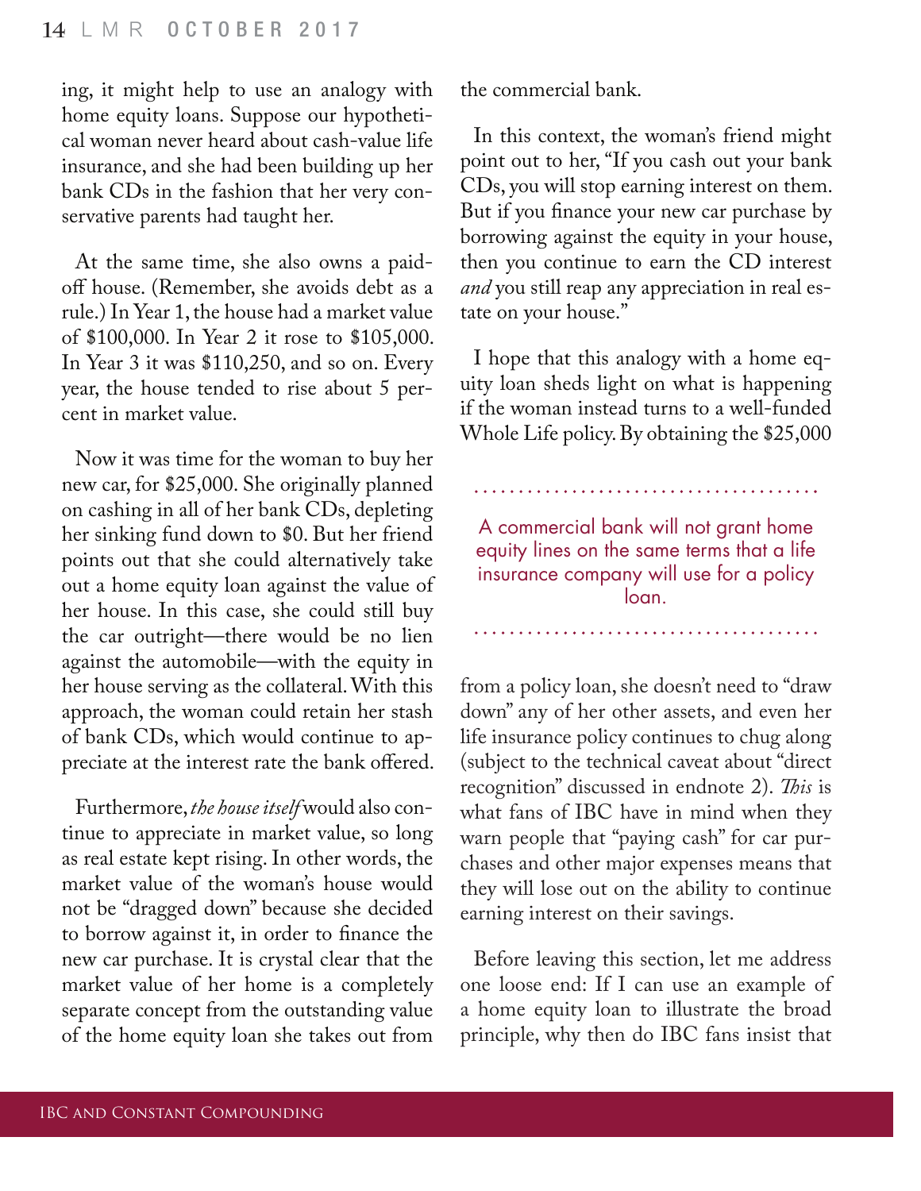ing, it might help to use an analogy with home equity loans. Suppose our hypothetical woman never heard about cash-value life insurance, and she had been building up her bank CDs in the fashion that her very conservative parents had taught her.

At the same time, she also owns a paid-off house. (Remember, she avoids debt as a rule.) In Year 1, the house had a market value of $100,000. In Year 2 it rose to $105,000. In Year 3 it was $110,250, and so on. Every year, the house tended to rise about 5 percent in market value.

Now it was time for the woman to buy her new car, for $25,000. She originally planned on cashing in all of her bank CDs, depleting her sinking fund down to $0. But her friend points out that she could alternatively take out a home equity loan against the value of her house. In this case, she could still buy the car outright—there would be no lien against the automobile—with the equity in her house serving as the collateral. With this approach, the woman could retain her stash of bank CDs, which would continue to appreciate at the interest rate the bank offered.

Furthermore, *the house itself* would also continue to appreciate in market value, so long as real estate kept rising. In other words, the market value of the woman's house would not be "dragged down" because she decided to borrow against it, in order to finance the new car purchase. It is crystal clear that the market value of her home is a completely separate concept from the outstanding value of the home equity loan she takes out from the commercial bank.

In this context, the woman's friend might point out to her, "If you cash out your bank CDs, you will stop earning interest on them. But if you finance your new car purchase by borrowing against the equity in your house, then you continue to earn the CD interest *and* you still reap any appreciation in real estate on your house."

I hope that this analogy with a home equity loan sheds light on what is happening if the woman instead turns to a well-funded Whole Life policy. By obtaining the $25,000 from a policy loan, she doesn't need to "draw down" any of her other assets, and even her life insurance policy continues to chug along (subject to the technical caveat about "direct recognition" discussed in endnote 2). *This* is what fans of IBC have in mind when they warn people that "paying cash" for car purchases and other major expenses means that they will lose out on the ability to continue earning interest on their savings.

> A commercial bank will not grant home equity lines on the same terms that a life insurance company will use for a policy loan.

Before leaving this section, let me address one loose end: If I can use an example of a home equity loan to illustrate the broad principle, why then do IBC fans insist that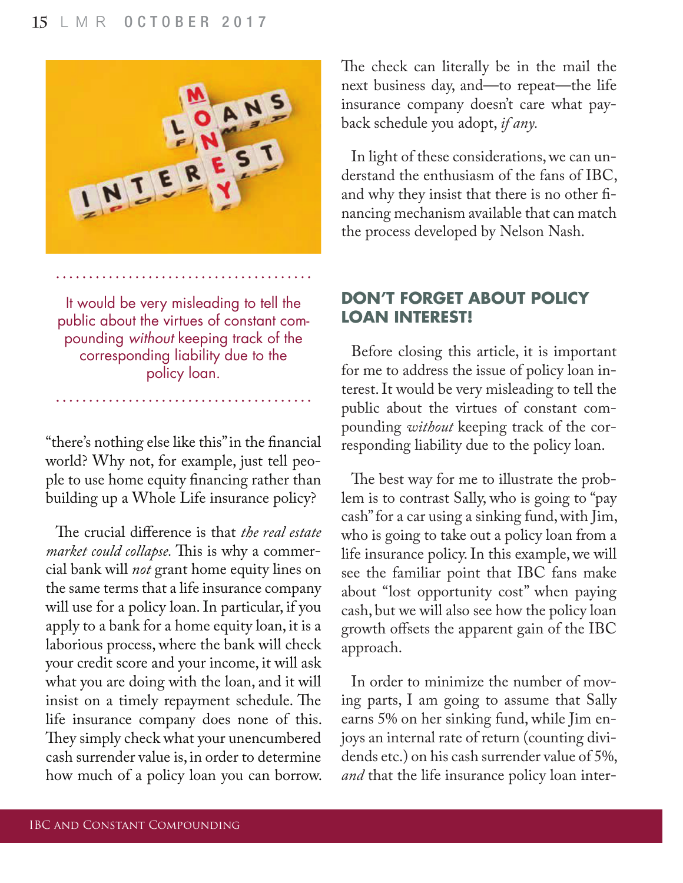"there's nothing else like this" in the financial world? Why not, for example, just tell people to use home equity financing rather than building up a Whole Life insurance policy?

The crucial difference is that *the real estate market could collapse.* This is why a commercial bank will *not* grant home equity lines on the same terms that a life insurance company will use for a policy loan. In particular, if you apply to a bank for a home equity loan, it is a laborious process, where the bank will check your credit score and your income, it will ask what you are doing with the loan, and it will insist on a timely repayment schedule. The life insurance company does none of this. They simply check what your unencumbered cash surrender value is, in order to determine how much of a policy loan you can borrow. The check can literally be in the mail the next business day, and—to repeat—the life insurance company doesn't care what payback schedule you adopt, *if any.*

In light of these considerations, we can understand the enthusiasm of the fans of IBC, and why they insist that there is no other financing mechanism available that can match the process developed by Nelson Nash.

## DON'T FORGET ABOUT POLICY LOAN INTEREST!

Before closing this article, it is important for me to address the issue of policy loan interest. It would be very misleading to tell the public about the virtues of constant compounding *without* keeping track of the corresponding liability due to the policy loan.

The best way for me to illustrate the problem is to contrast Sally, who is going to "pay cash" for a car using a sinking fund, with Jim, who is going to take out a policy loan from a life insurance policy. In this example, we will see the familiar point that IBC fans make about "lost opportunity cost" when paying cash, but we will also see how the policy loan growth offsets the apparent gain of the IBC approach.

In order to minimize the number of moving parts, I am going to assume that Sally earns 5% on her sinking fund, while Jim enjoys an internal rate of return (counting dividends etc.) on his cash surrender value of 5%, *and* that the life insurance policy loan inter-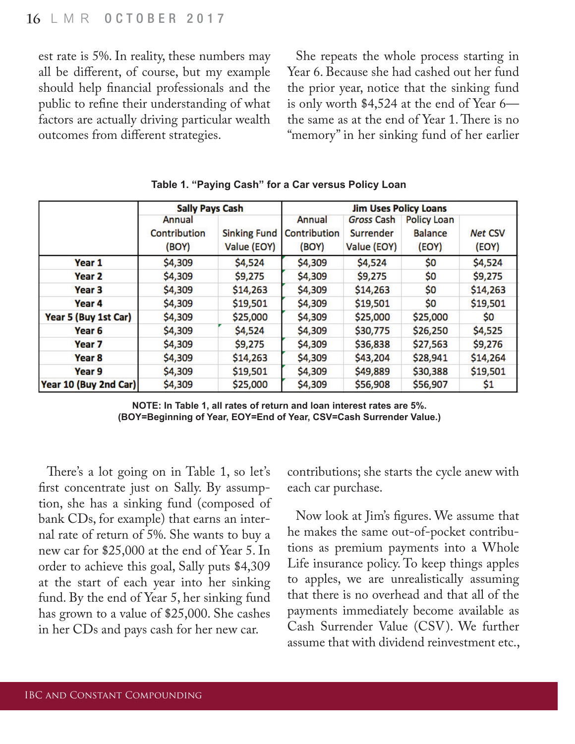est rate is 5%. In reality, these numbers may all be different, of course, but my example should help financial professionals and the public to refine their understanding of what factors are actually driving particular wealth outcomes from different strategies.

She repeats the whole process starting in Year 6. Because she had cashed out her fund the prior year, notice that the sinking fund is only worth $4,524 at the end of Year 6—the same as at the end of Year 1. There is no "memory" in her sinking fund of her earlier contributions; she starts the cycle anew with each car purchase.

**Table 1. "Paying Cash" for a Car versus Policy Loan**

| | Sally Pays Cash | | Jim Uses Policy Loans | | | |
|---|---|---|---|---|---|---|
| | Annual Contribution (BOY) | Sinking Fund Value (EOY) | Annual Contribution (BOY) | *Gross* Cash Surrender Value (EOY) | Policy Loan Balance (EOY) | *Net* CSV (EOY) |
| **Year 1** | $4,309 | $4,524 | $4,309 | $4,524 | $0 | $4,524 |
| **Year 2** | $4,309 | $9,275 | $4,309 | $9,275 | $0 | $9,275 |
| **Year 3** | $4,309 | $14,263 | $4,309 | $14,263 | $0 | $14,263 |
| **Year 4** | $4,309 | $19,501 | $4,309 | $19,501 | $0 | $19,501 |
| **Year 5 (Buy 1st Car)** | $4,309 | $25,000 | $4,309 | $25,000 | $25,000 | $0 |
| **Year 6** | $4,309 | $4,524 | $4,309 | $30,775 | $26,250 | $4,525 |
| **Year 7** | $4,309 | $9,275 | $4,309 | $36,838 | $27,563 | $9,276 |
| **Year 8** | $4,309 | $14,263 | $4,309 | $43,204 | $28,941 | $14,264 |
| **Year 9** | $4,309 | $19,501 | $4,309 | $49,889 | $30,388 | $19,501 |
| **Year 10 (Buy 2nd Car)** | $4,309 | $25,000 | $4,309 | $56,908 | $56,907 | $1 |

**NOTE: In Table 1, all rates of return and loan interest rates are 5%. (BOY=Beginning of Year, EOY=End of Year, CSV=Cash Surrender Value.)**

There's a lot going on in Table 1, so let's first concentrate just on Sally. By assumption, she has a sinking fund (composed of bank CDs, for example) that earns an internal rate of return of 5%. She wants to buy a new car for $25,000 at the end of Year 5. In order to achieve this goal, Sally puts $4,309 at the start of each year into her sinking fund. By the end of Year 5, her sinking fund has grown to a value of $25,000. She cashes in her CDs and pays cash for her new car.

Now look at Jim's figures. We assume that he makes the same out-of-pocket contributions as premium payments into a Whole Life insurance policy. To keep things apples to apples, we are unrealistically assuming that there is no overhead and that all of the payments immediately become available as Cash Surrender Value (CSV). We further assume that with dividend reinvestment etc.,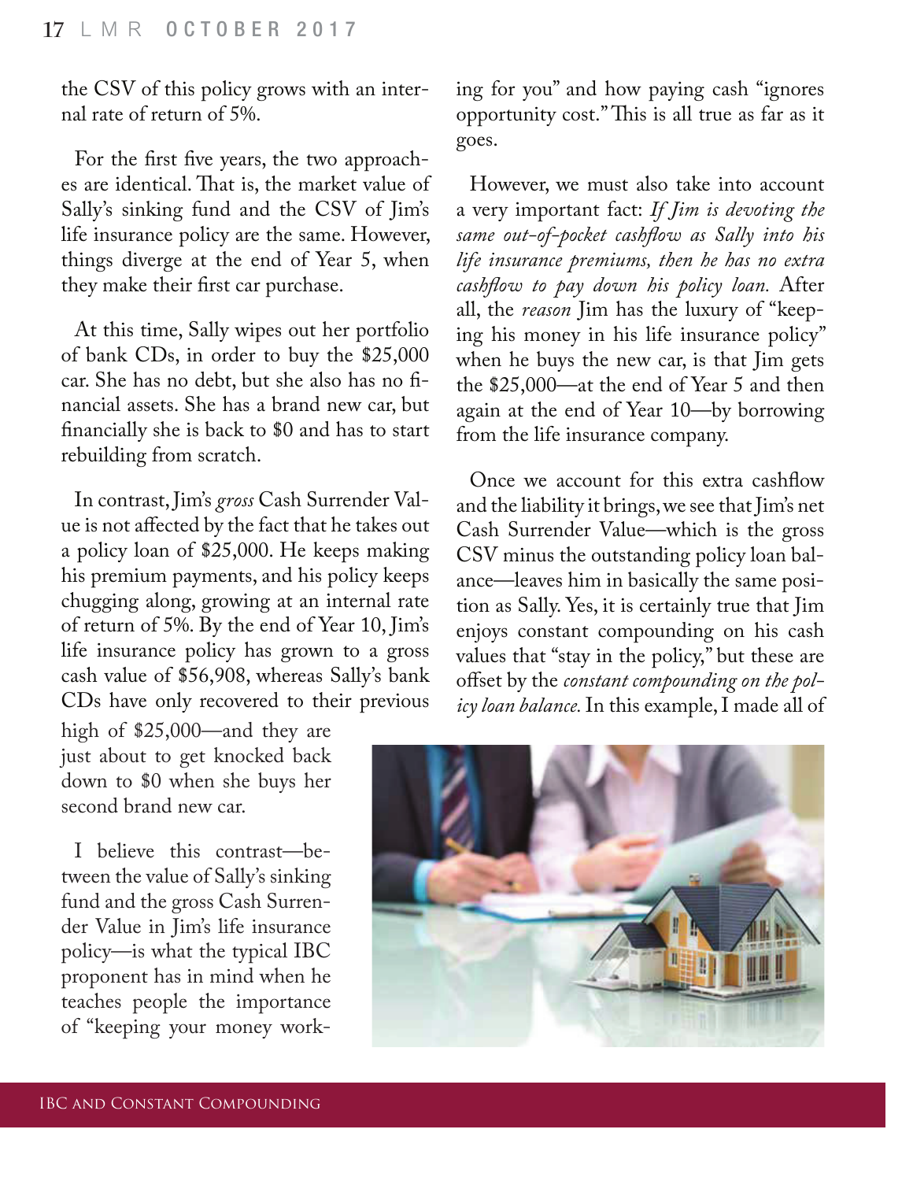the CSV of this policy grows with an internal rate of return of 5%.

For the first five years, the two approaches are identical. That is, the market value of Sally's sinking fund and the CSV of Jim's life insurance policy are the same. However, things diverge at the end of Year 5, when they make their first car purchase.

At this time, Sally wipes out her portfolio of bank CDs, in order to buy the $25,000 car. She has no debt, but she also has no financial assets. She has a brand new car, but financially she is back to $0 and has to start rebuilding from scratch.

In contrast, Jim's *gross* Cash Surrender Value is not affected by the fact that he takes out a policy loan of $25,000. He keeps making his premium payments, and his policy keeps chugging along, growing at an internal rate of return of 5%. By the end of Year 10, Jim's life insurance policy has grown to a gross cash value of $56,908, whereas Sally's bank CDs have only recovered to their previous high of $25,000—and they are just about to get knocked back down to $0 when she buys her second brand new car.

I believe this contrast—between the value of Sally's sinking fund and the gross Cash Surrender Value in Jim's life insurance policy—is what the typical IBC proponent has in mind when he teaches people the importance of "keeping your money working for you" and how paying cash "ignores opportunity cost." This is all true as far as it goes.

However, we must also take into account a very important fact: *If Jim is devoting the same out-of-pocket cashflow as Sally into his life insurance premiums, then he has no extra cashflow to pay down his policy loan.* After all, the *reason* Jim has the luxury of "keeping his money in his life insurance policy" when he buys the new car, is that Jim gets the $25,000—at the end of Year 5 and then again at the end of Year 10—by borrowing from the life insurance company.

Once we account for this extra cashflow and the liability it brings, we see that Jim's net Cash Surrender Value—which is the gross CSV minus the outstanding policy loan balance—leaves him in basically the same position as Sally. Yes, it is certainly true that Jim enjoys constant compounding on his cash values that "stay in the policy," but these are offset by the *constant compounding on the policy loan balance.* In this example, I made all of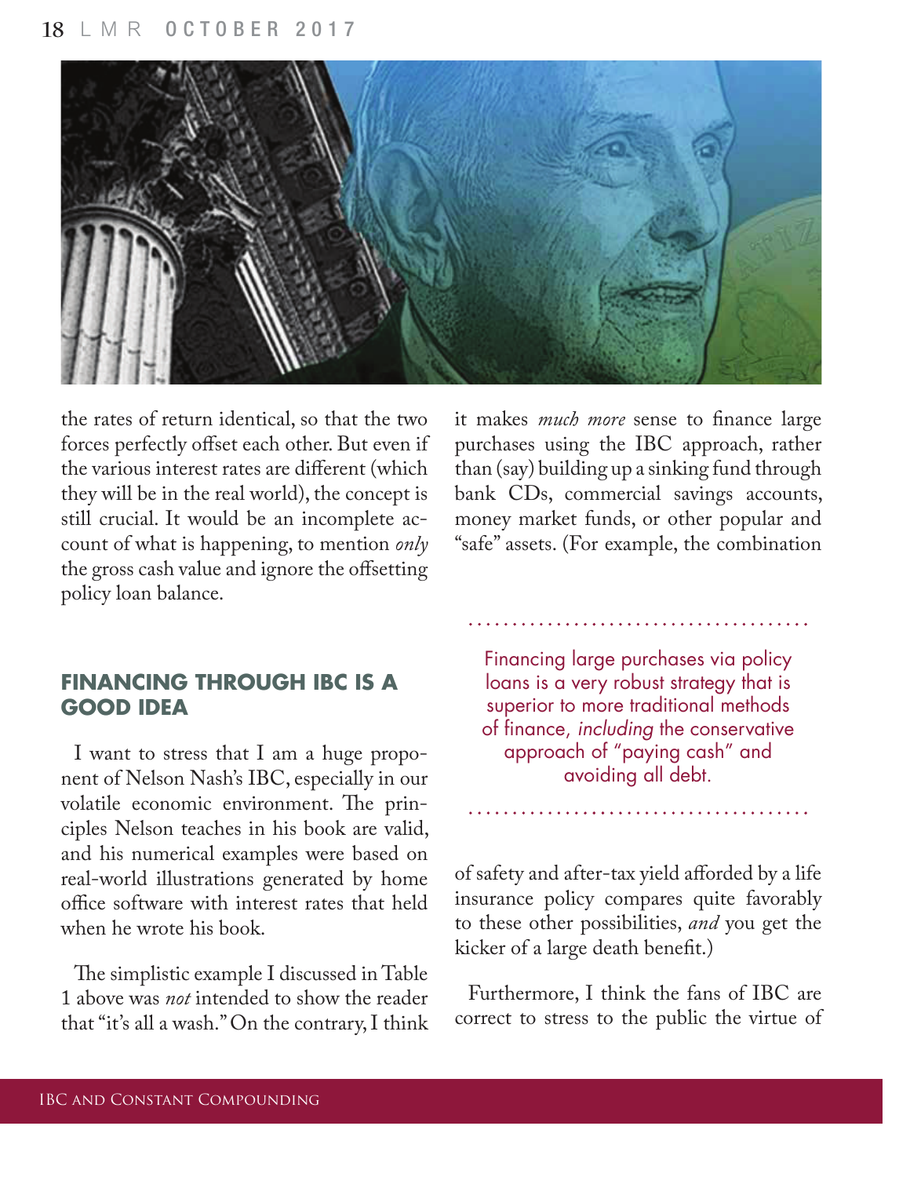the rates of return identical, so that the two forces perfectly offset each other. But even if the various interest rates are different (which they will be in the real world), the concept is still crucial. It would be an incomplete account of what is happening, to mention *only* the gross cash value and ignore the offsetting policy loan balance.

## FINANCING THROUGH IBC IS A GOOD IDEA

I want to stress that I am a huge proponent of Nelson Nash's IBC, especially in our volatile economic environment. The principles Nelson teaches in his book are valid, and his numerical examples were based on real-world illustrations generated by home office software with interest rates that held when he wrote his book.

The simplistic example I discussed in Table 1 above was *not* intended to show the reader that "it's all a wash." On the contrary, I think it makes *much more* sense to finance large purchases using the IBC approach, rather than (say) building up a sinking fund through bank CDs, commercial savings accounts, money market funds, or other popular and "safe" assets. (For example, the combination of safety and after-tax yield afforded by a life insurance policy compares quite favorably to these other possibilities, *and* you get the kicker of a large death benefit.)

> Financing large purchases via policy loans is a very robust strategy that is superior to more traditional methods of finance, *including* the conservative approach of "paying cash" and avoiding all debt.

Furthermore, I think the fans of IBC are correct to stress to the public the virtue of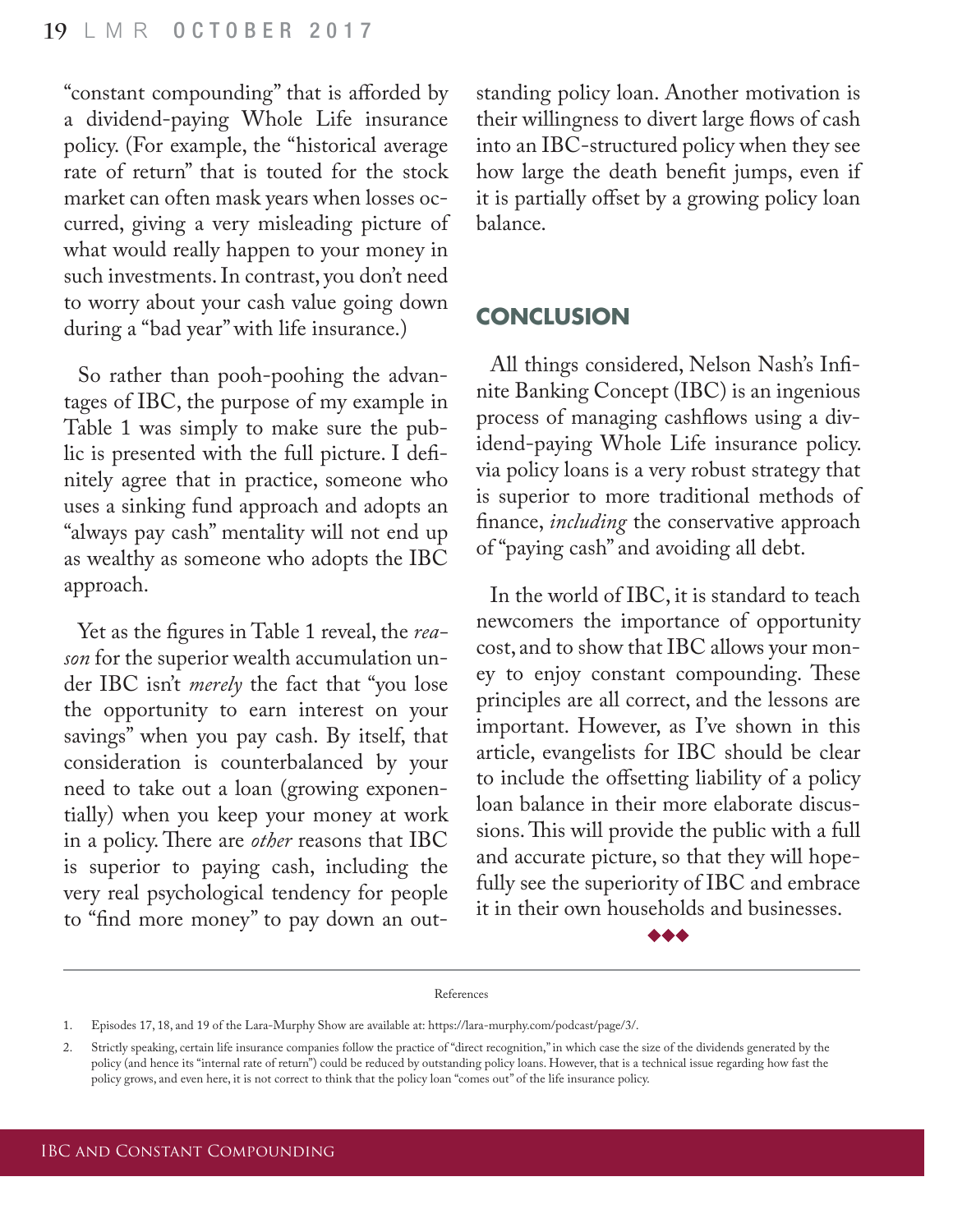"constant compounding" that is afforded by a dividend-paying Whole Life insurance policy. (For example, the "historical average rate of return" that is touted for the stock market can often mask years when losses occurred, giving a very misleading picture of what would really happen to your money in such investments. In contrast, you don't need to worry about your cash value going down during a "bad year" with life insurance.)

So rather than pooh-poohing the advantages of IBC, the purpose of my example in Table 1 was simply to make sure the public is presented with the full picture. I definitely agree that in practice, someone who uses a sinking fund approach and adopts an "always pay cash" mentality will not end up as wealthy as someone who adopts the IBC approach.

Yet as the figures in Table 1 reveal, the *reason* for the superior wealth accumulation under IBC isn't *merely* the fact that "you lose the opportunity to earn interest on your savings" when you pay cash. By itself, that consideration is counterbalanced by your need to take out a loan (growing exponentially) when you keep your money at work in a policy. There are *other* reasons that IBC is superior to paying cash, including the very real psychological tendency for people to "find more money" to pay down an outstanding policy loan. Another motivation is their willingness to divert large flows of cash into an IBC-structured policy when they see how large the death benefit jumps, even if it is partially offset by a growing policy loan balance.

## CONCLUSION

All things considered, Nelson Nash's Infinite Banking Concept (IBC) is an ingenious process of managing cashflows using a dividend-paying Whole Life insurance policy. via policy loans is a very robust strategy that is superior to more traditional methods of finance, *including* the conservative approach of "paying cash" and avoiding all debt.

In the world of IBC, it is standard to teach newcomers the importance of opportunity cost, and to show that IBC allows your money to enjoy constant compounding. These principles are all correct, and the lessons are important. However, as I've shown in this article, evangelists for IBC should be clear to include the offsetting liability of a policy loan balance in their more elaborate discussions. This will provide the public with a full and accurate picture, so that they will hopefully see the superiority of IBC and embrace it in their own households and businesses.

◆◆◆

References

1. Episodes 17, 18, and 19 of the Lara-Murphy Show are available at: https://lara-murphy.com/podcast/page/3/.
2. Strictly speaking, certain life insurance companies follow the practice of "direct recognition," in which case the size of the dividends generated by the policy (and hence its "internal rate of return") could be reduced by outstanding policy loans. However, that is a technical issue regarding how fast the policy grows, and even here, it is not correct to think that the policy loan "comes out" of the life insurance policy.